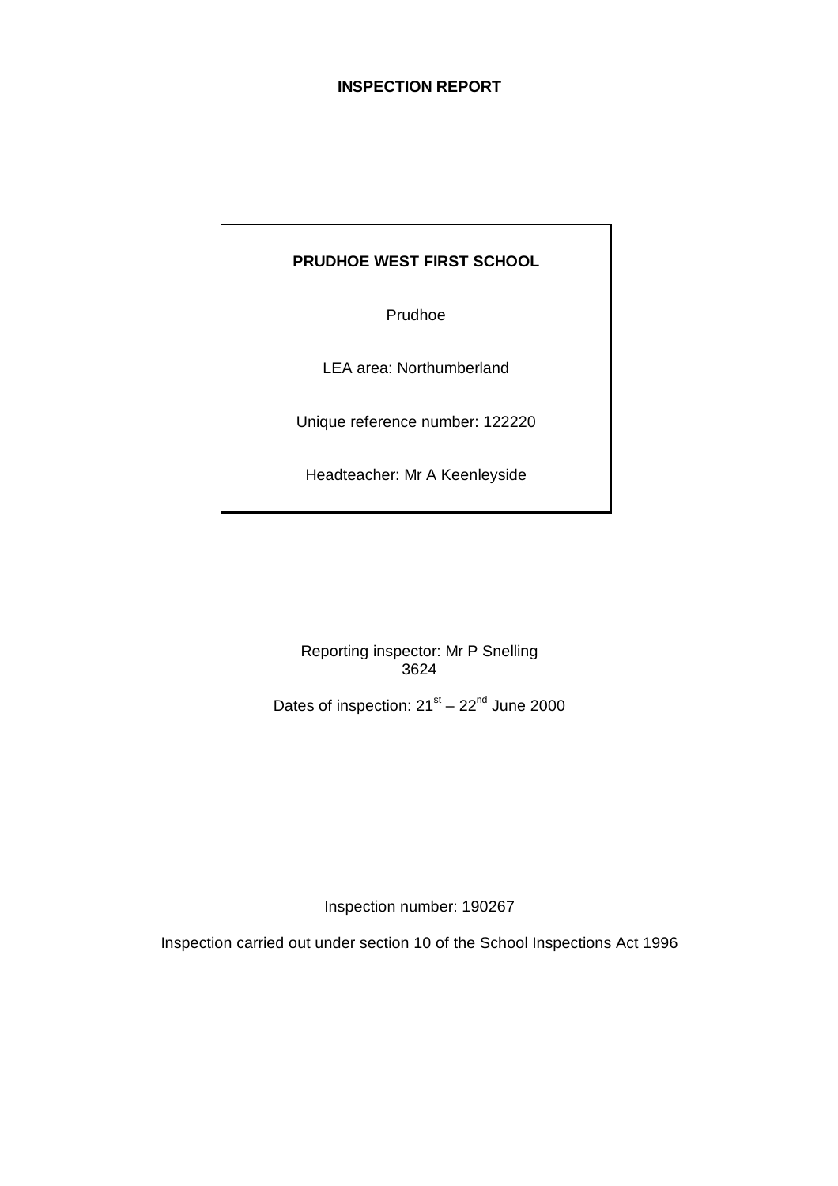# INSPECTION REPORT

**PRUDHOE WEST FIRST SCHOOL**

Prudhoe

LEA area: Northumberland

Unique reference number: 122220

Headteacher: Mr A Keenleyside

Reporting inspector: Mr P Snelling
3624

Dates of inspection: 21st – 22nd June 2000

Inspection number: 190267

Inspection carried out under section 10 of the School Inspections Act 1996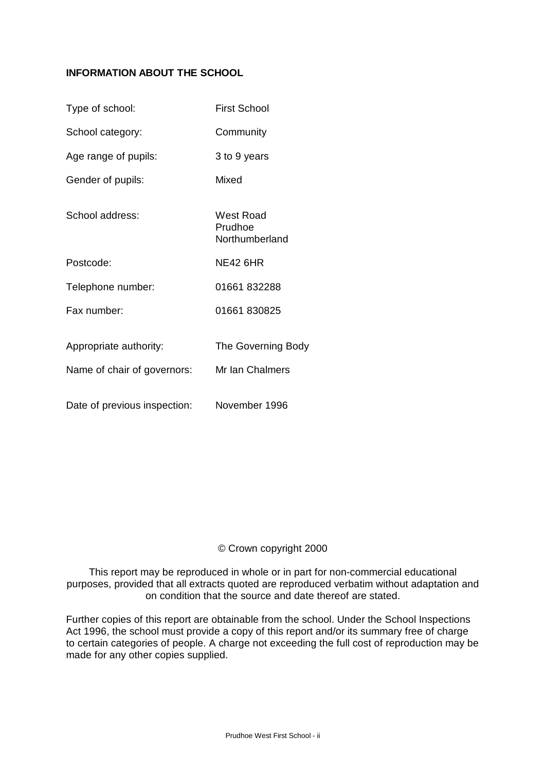**INFORMATION ABOUT THE SCHOOL**

| | |
|---|---|
| Type of school: | First School |
| School category: | Community |
| Age range of pupils: | 3 to 9 years |
| Gender of pupils: | Mixed |
| School address: | West Road<br>Prudhoe<br>Northumberland |
| Postcode: | NE42 6HR |
| Telephone number: | 01661 832288 |
| Fax number: | 01661 830825 |
| Appropriate authority: | The Governing Body |
| Name of chair of governors: | Mr Ian Chalmers |
| Date of previous inspection: | November 1996 |

© Crown copyright 2000

This report may be reproduced in whole or in part for non-commercial educational purposes, provided that all extracts quoted are reproduced verbatim without adaptation and on condition that the source and date thereof are stated.

Further copies of this report are obtainable from the school. Under the School Inspections Act 1996, the school must provide a copy of this report and/or its summary free of charge to certain categories of people. A charge not exceeding the full cost of reproduction may be made for any other copies supplied.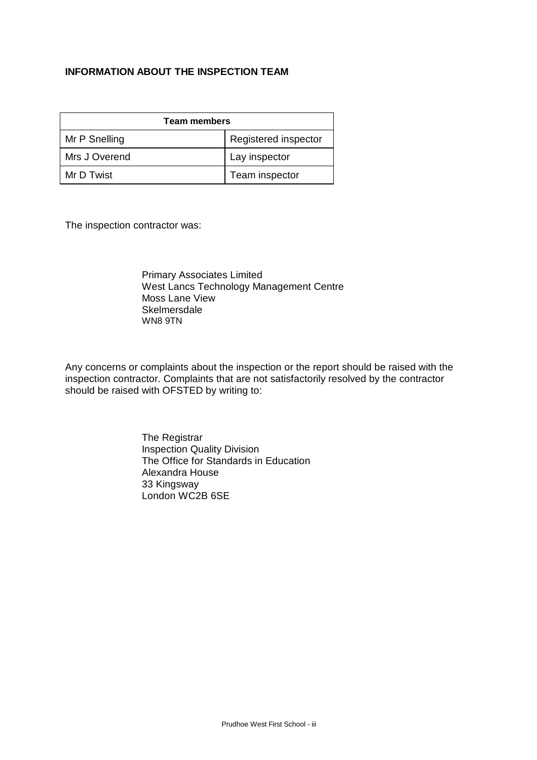**INFORMATION ABOUT THE INSPECTION TEAM**

| Team members | |
|---|---|
| Mr P Snelling | Registered inspector |
| Mrs J Overend | Lay inspector |
| Mr D Twist | Team inspector |

The inspection contractor was:

Primary Associates Limited
West Lancs Technology Management Centre
Moss Lane View
Skelmersdale
WN8 9TN

Any concerns or complaints about the inspection or the report should be raised with the inspection contractor. Complaints that are not satisfactorily resolved by the contractor should be raised with OFSTED by writing to:

The Registrar
Inspection Quality Division
The Office for Standards in Education
Alexandra House
33 Kingsway
London WC2B 6SE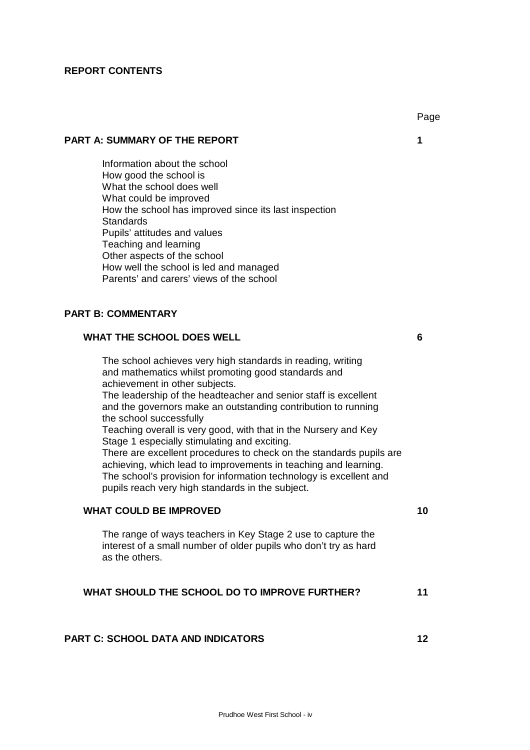**REPORT CONTENTS**

| | Page |
|---|---|
| **PART A: SUMMARY OF THE REPORT** | **1** |
| Information about the school<br>How good the school is<br>What the school does well<br>What could be improved<br>How the school has improved since its last inspection<br>Standards<br>Pupils' attitudes and values<br>Teaching and learning<br>Other aspects of the school<br>How well the school is led and managed<br>Parents' and carers' views of the school | |
| **PART B: COMMENTARY** | |
| **WHAT THE SCHOOL DOES WELL** | **6** |
| The school achieves very high standards in reading, writing and mathematics whilst promoting good standards and achievement in other subjects.<br>The leadership of the headteacher and senior staff is excellent and the governors make an outstanding contribution to running the school successfully<br>Teaching overall is very good, with that in the Nursery and Key Stage 1 especially stimulating and exciting.<br>There are excellent procedures to check on the standards pupils are achieving, which lead to improvements in teaching and learning.<br>The school's provision for information technology is excellent and pupils reach very high standards in the subject. | |
| **WHAT COULD BE IMPROVED** | **10** |
| The range of ways teachers in Key Stage 2 use to capture the interest of a small number of older pupils who don't try as hard as the others. | |
| **WHAT SHOULD THE SCHOOL DO TO IMPROVE FURTHER?** | **11** |
| **PART C: SCHOOL DATA AND INDICATORS** | **12** |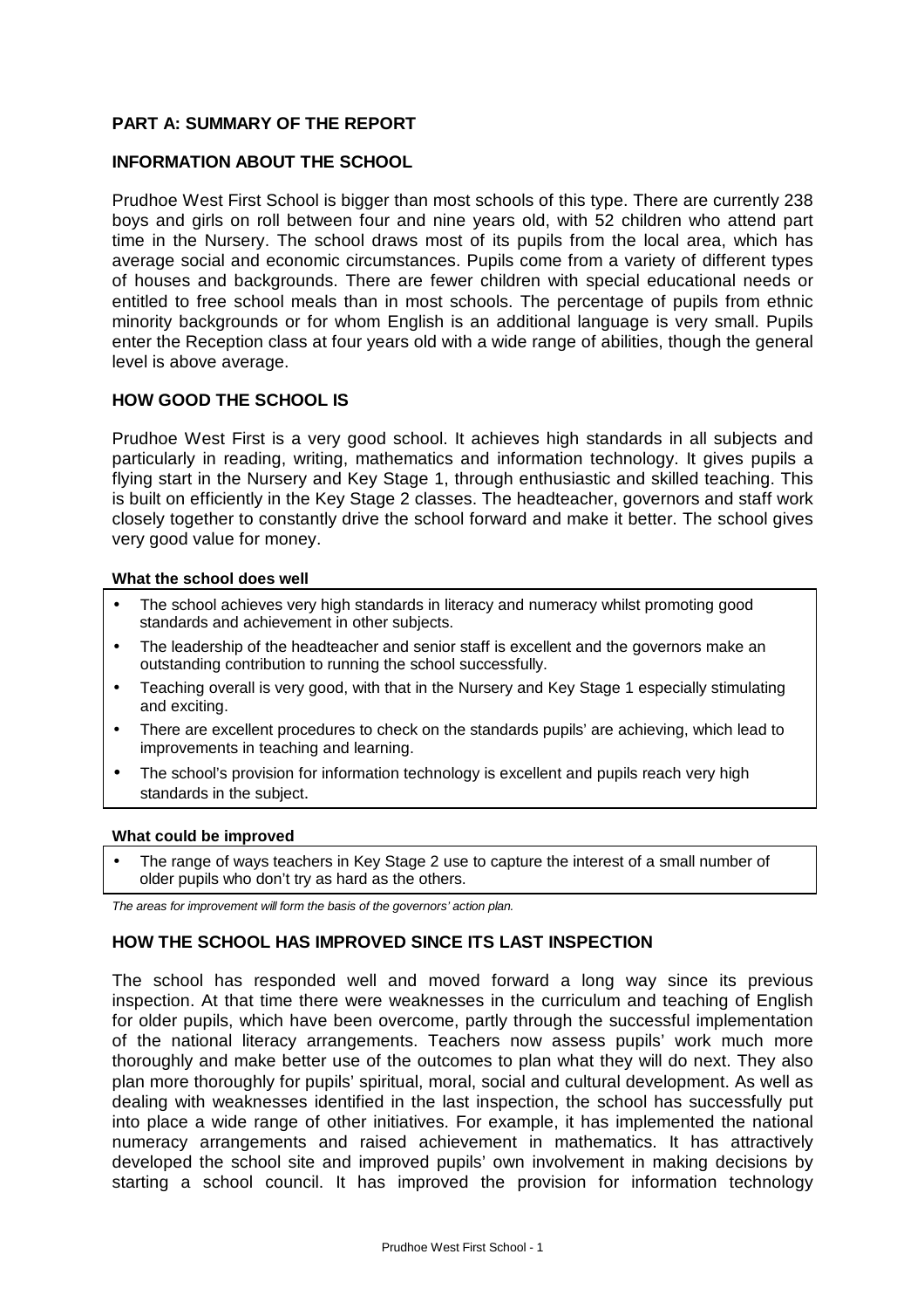## PART A: SUMMARY OF THE REPORT

### INFORMATION ABOUT THE SCHOOL

Prudhoe West First School is bigger than most schools of this type. There are currently 238 boys and girls on roll between four and nine years old, with 52 children who attend part time in the Nursery. The school draws most of its pupils from the local area, which has average social and economic circumstances. Pupils come from a variety of different types of houses and backgrounds. There are fewer children with special educational needs or entitled to free school meals than in most schools. The percentage of pupils from ethnic minority backgrounds or for whom English is an additional language is very small. Pupils enter the Reception class at four years old with a wide range of abilities, though the general level is above average.

### HOW GOOD THE SCHOOL IS

Prudhoe West First is a very good school. It achieves high standards in all subjects and particularly in reading, writing, mathematics and information technology. It gives pupils a flying start in the Nursery and Key Stage 1, through enthusiastic and skilled teaching. This is built on efficiently in the Key Stage 2 classes. The headteacher, governors and staff work closely together to constantly drive the school forward and make it better. The school gives very good value for money.

**What the school does well**

- The school achieves very high standards in literacy and numeracy whilst promoting good standards and achievement in other subjects.
- The leadership of the headteacher and senior staff is excellent and the governors make an outstanding contribution to running the school successfully.
- Teaching overall is very good, with that in the Nursery and Key Stage 1 especially stimulating and exciting.
- There are excellent procedures to check on the standards pupils' are achieving, which lead to improvements in teaching and learning.
- The school's provision for information technology is excellent and pupils reach very high standards in the subject.

**What could be improved**

- The range of ways teachers in Key Stage 2 use to capture the interest of a small number of older pupils who don't try as hard as the others.

*The areas for improvement will form the basis of the governors' action plan.*

### HOW THE SCHOOL HAS IMPROVED SINCE ITS LAST INSPECTION

The school has responded well and moved forward a long way since its previous inspection. At that time there were weaknesses in the curriculum and teaching of English for older pupils, which have been overcome, partly through the successful implementation of the national literacy arrangements. Teachers now assess pupils' work much more thoroughly and make better use of the outcomes to plan what they will do next. They also plan more thoroughly for pupils' spiritual, moral, social and cultural development. As well as dealing with weaknesses identified in the last inspection, the school has successfully put into place a wide range of other initiatives. For example, it has implemented the national numeracy arrangements and raised achievement in mathematics. It has attractively developed the school site and improved pupils' own involvement in making decisions by starting a school council. It has improved the provision for information technology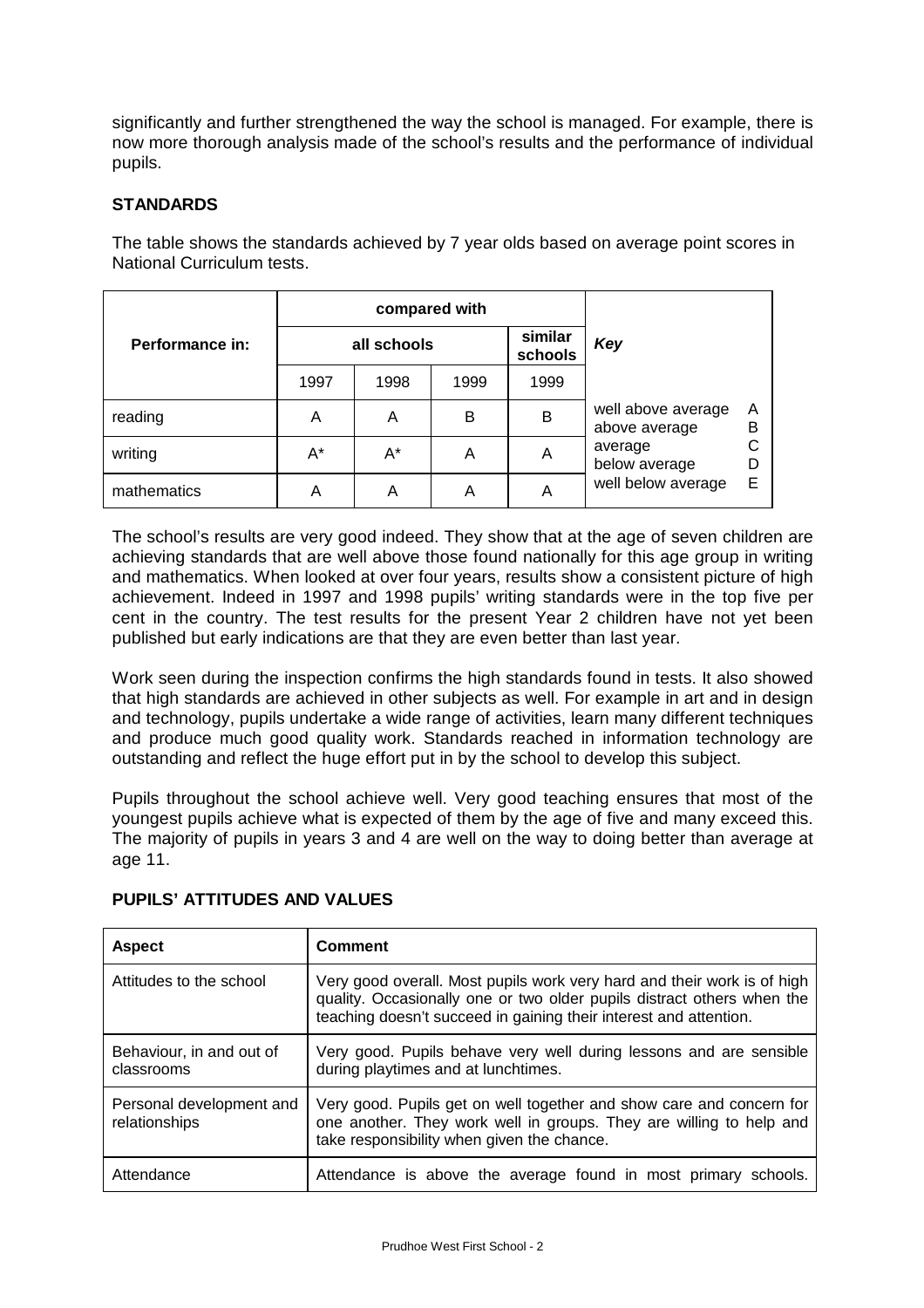significantly and further strengthened the way the school is managed. For example, there is now more thorough analysis made of the school's results and the performance of individual pupils.

## STANDARDS

The table shows the standards achieved by 7 year olds based on average point scores in National Curriculum tests.

| Performance in: | compared with | | | | Key | |
|---|---|---|---|---|---|---|
| | all schools | | | similar schools | | |
| | 1997 | 1998 | 1999 | 1999 | | |
| reading | A | A | B | B | well above average | A |
| | | | | | above average | B |
| writing | A* | A* | A | A | average | C |
| | | | | | below average | D |
| mathematics | A | A | A | A | well below average | E |

The school's results are very good indeed. They show that at the age of seven children are achieving standards that are well above those found nationally for this age group in writing and mathematics. When looked at over four years, results show a consistent picture of high achievement. Indeed in 1997 and 1998 pupils' writing standards were in the top five per cent in the country. The test results for the present Year 2 children have not yet been published but early indications are that they are even better than last year.

Work seen during the inspection confirms the high standards found in tests. It also showed that high standards are achieved in other subjects as well. For example in art and in design and technology, pupils undertake a wide range of activities, learn many different techniques and produce much good quality work. Standards reached in information technology are outstanding and reflect the huge effort put in by the school to develop this subject.

Pupils throughout the school achieve well. Very good teaching ensures that most of the youngest pupils achieve what is expected of them by the age of five and many exceed this. The majority of pupils in years 3 and 4 are well on the way to doing better than average at age 11.

## PUPILS' ATTITUDES AND VALUES

| Aspect | Comment |
|---|---|
| Attitudes to the school | Very good overall. Most pupils work very hard and their work is of high quality. Occasionally one or two older pupils distract others when the teaching doesn't succeed in gaining their interest and attention. |
| Behaviour, in and out of classrooms | Very good. Pupils behave very well during lessons and are sensible during playtimes and at lunchtimes. |
| Personal development and relationships | Very good. Pupils get on well together and show care and concern for one another. They work well in groups. They are willing to help and take responsibility when given the chance. |
| Attendance | Attendance is above the average found in most primary schools. |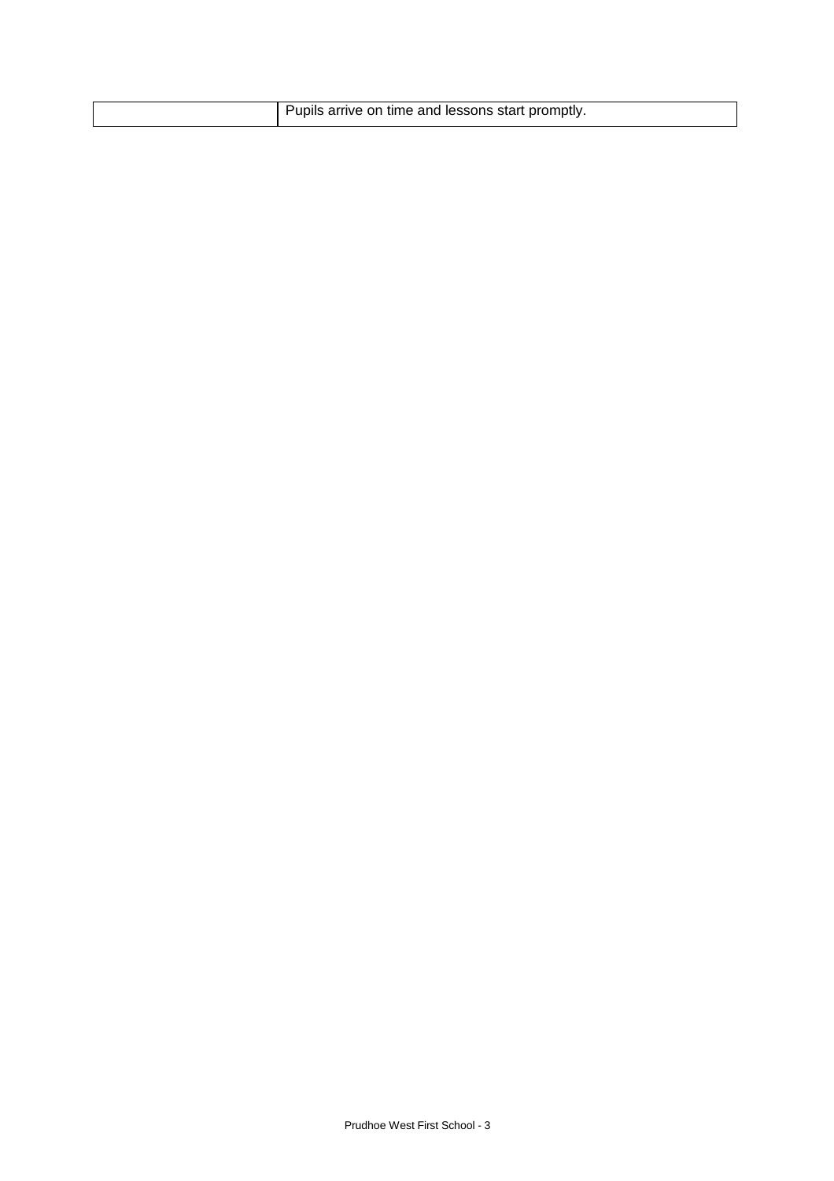|  | Pupils arrive on time and lessons start promptly. |
| --- | --- |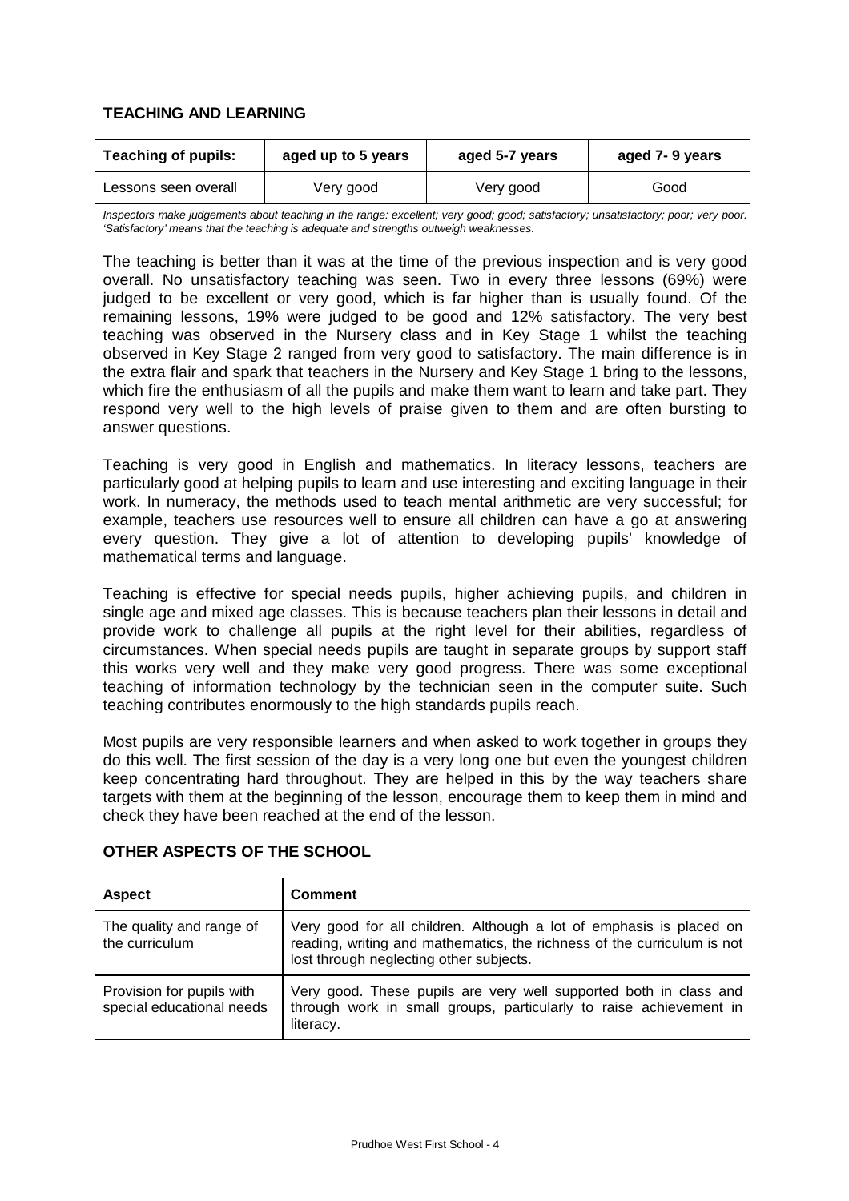### TEACHING AND LEARNING

| Teaching of pupils: | aged up to 5 years | aged 5-7 years | aged 7- 9 years |
|---|---|---|---|
| Lessons seen overall | Very good | Very good | Good |

*Inspectors make judgements about teaching in the range: excellent; very good; good; satisfactory; unsatisfactory; poor; very poor. 'Satisfactory' means that the teaching is adequate and strengths outweigh weaknesses.*

The teaching is better than it was at the time of the previous inspection and is very good overall. No unsatisfactory teaching was seen. Two in every three lessons (69%) were judged to be excellent or very good, which is far higher than is usually found. Of the remaining lessons, 19% were judged to be good and 12% satisfactory. The very best teaching was observed in the Nursery class and in Key Stage 1 whilst the teaching observed in Key Stage 2 ranged from very good to satisfactory. The main difference is in the extra flair and spark that teachers in the Nursery and Key Stage 1 bring to the lessons, which fire the enthusiasm of all the pupils and make them want to learn and take part. They respond very well to the high levels of praise given to them and are often bursting to answer questions.

Teaching is very good in English and mathematics. In literacy lessons, teachers are particularly good at helping pupils to learn and use interesting and exciting language in their work. In numeracy, the methods used to teach mental arithmetic are very successful; for example, teachers use resources well to ensure all children can have a go at answering every question. They give a lot of attention to developing pupils' knowledge of mathematical terms and language.

Teaching is effective for special needs pupils, higher achieving pupils, and children in single age and mixed age classes. This is because teachers plan their lessons in detail and provide work to challenge all pupils at the right level for their abilities, regardless of circumstances. When special needs pupils are taught in separate groups by support staff this works very well and they make very good progress. There was some exceptional teaching of information technology by the technician seen in the computer suite. Such teaching contributes enormously to the high standards pupils reach.

Most pupils are very responsible learners and when asked to work together in groups they do this well. The first session of the day is a very long one but even the youngest children keep concentrating hard throughout. They are helped in this by the way teachers share targets with them at the beginning of the lesson, encourage them to keep them in mind and check they have been reached at the end of the lesson.

### OTHER ASPECTS OF THE SCHOOL

| Aspect | Comment |
|---|---|
| The quality and range of the curriculum | Very good for all children. Although a lot of emphasis is placed on reading, writing and mathematics, the richness of the curriculum is not lost through neglecting other subjects. |
| Provision for pupils with special educational needs | Very good. These pupils are very well supported both in class and through work in small groups, particularly to raise achievement in literacy. |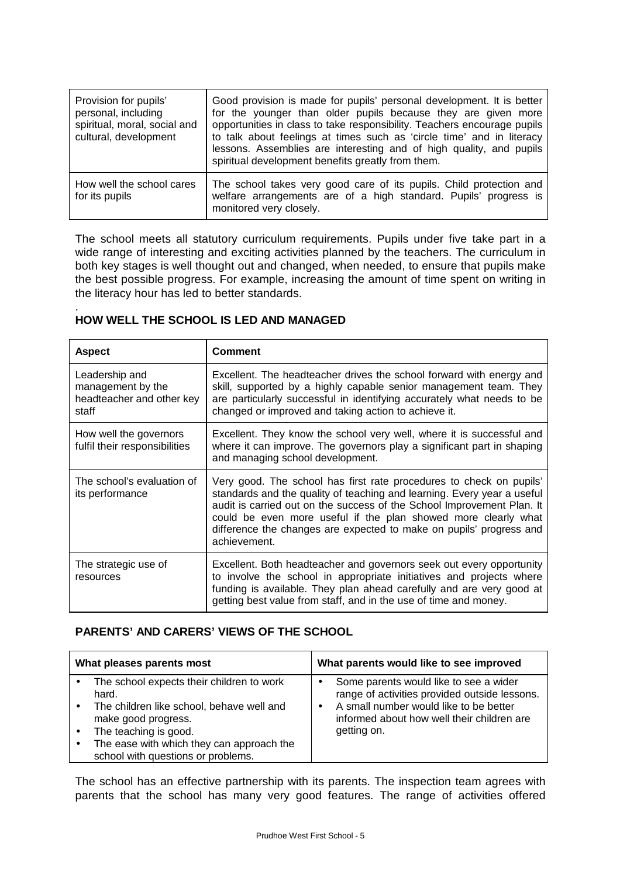| Provision for pupils' personal, including spiritual, moral, social and cultural, development | Good provision is made for pupils' personal development. It is better for the younger than older pupils because they are given more opportunities in class to take responsibility. Teachers encourage pupils to talk about feelings at times such as 'circle time' and in literacy lessons. Assemblies are interesting and of high quality, and pupils spiritual development benefits greatly from them. |
|---|---|
| How well the school cares for its pupils | The school takes very good care of its pupils. Child protection and welfare arrangements are of a high standard. Pupils' progress is monitored very closely. |

The school meets all statutory curriculum requirements. Pupils under five take part in a wide range of interesting and exciting activities planned by the teachers. The curriculum in both key stages is well thought out and changed, when needed, to ensure that pupils make the best possible progress. For example, increasing the amount of time spent on writing in the literacy hour has led to better standards.

.

**HOW WELL THE SCHOOL IS LED AND MANAGED**

| Aspect | Comment |
|---|---|
| Leadership and management by the headteacher and other key staff | Excellent. The headteacher drives the school forward with energy and skill, supported by a highly capable senior management team. They are particularly successful in identifying accurately what needs to be changed or improved and taking action to achieve it. |
| How well the governors fulfil their responsibilities | Excellent. They know the school very well, where it is successful and where it can improve. The governors play a significant part in shaping and managing school development. |
| The school's evaluation of its performance | Very good. The school has first rate procedures to check on pupils' standards and the quality of teaching and learning. Every year a useful audit is carried out on the success of the School Improvement Plan. It could be even more useful if the plan showed more clearly what difference the changes are expected to make on pupils' progress and achievement. |
| The strategic use of resources | Excellent. Both headteacher and governors seek out every opportunity to involve the school in appropriate initiatives and projects where funding is available. They plan ahead carefully and are very good at getting best value from staff, and in the use of time and money. |

**PARENTS' AND CARERS' VIEWS OF THE SCHOOL**

| What pleases parents most | What parents would like to see improved |
|---|---|
| • The school expects their children to work hard.<br>• The children like school, behave well and make good progress.<br>• The teaching is good.<br>• The ease with which they can approach the school with questions or problems. | • Some parents would like to see a wider range of activities provided outside lessons.<br>• A small number would like to be better informed about how well their children are getting on. |

The school has an effective partnership with its parents. The inspection team agrees with parents that the school has many very good features. The range of activities offered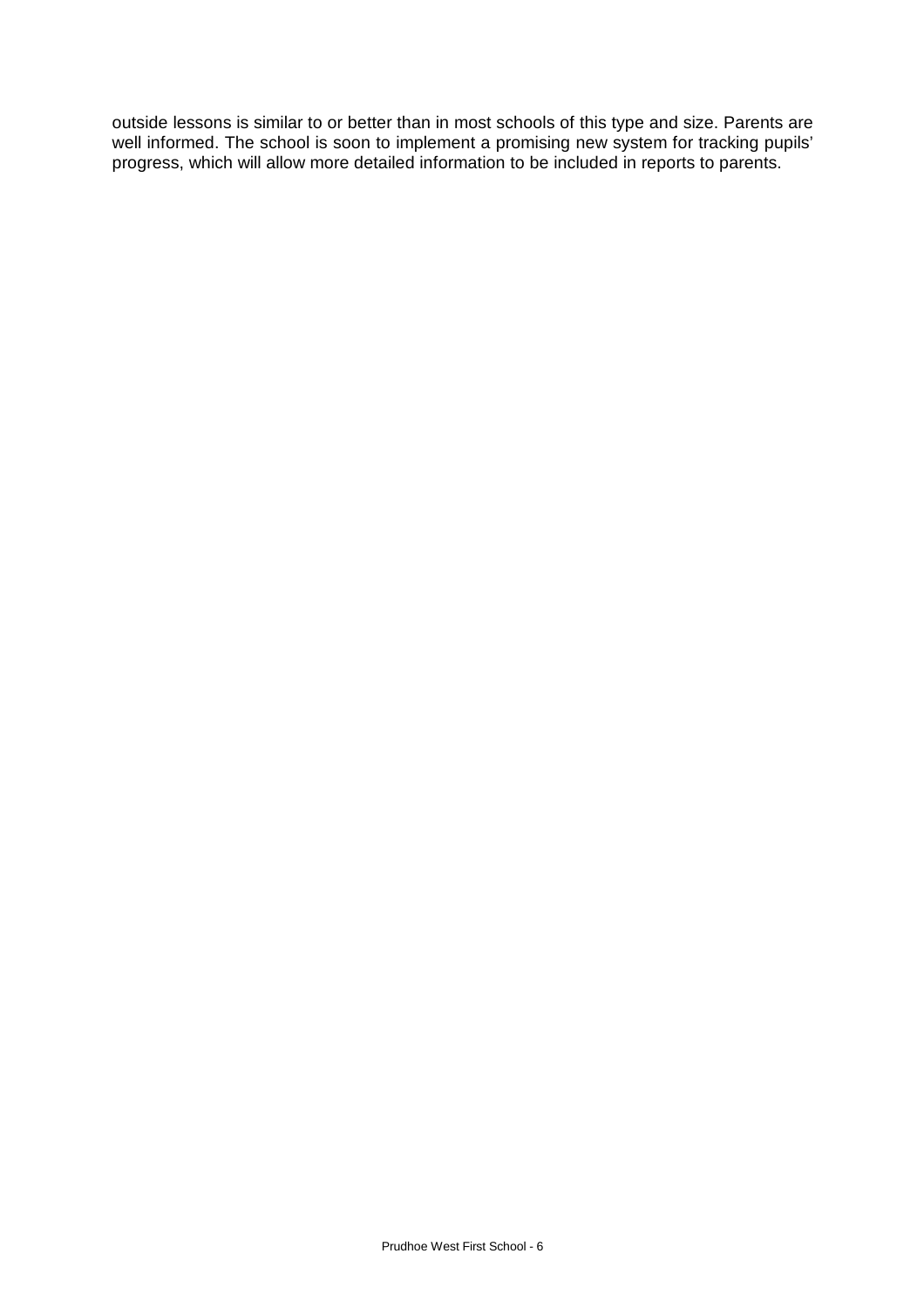outside lessons is similar to or better than in most schools of this type and size. Parents are well informed. The school is soon to implement a promising new system for tracking pupils' progress, which will allow more detailed information to be included in reports to parents.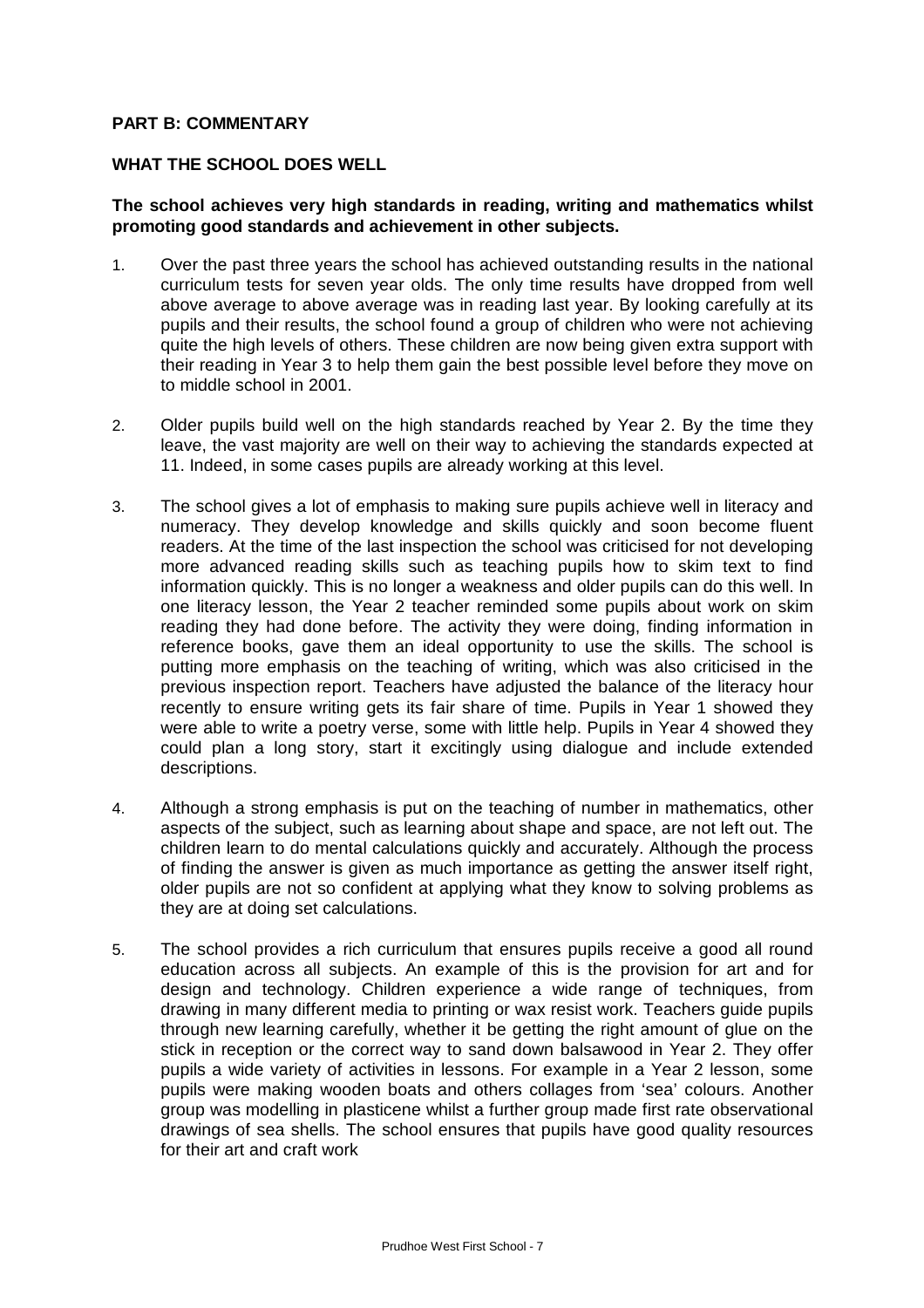## PART B: COMMENTARY

### WHAT THE SCHOOL DOES WELL

**The school achieves very high standards in reading, writing and mathematics whilst promoting good standards and achievement in other subjects.**

1. Over the past three years the school has achieved outstanding results in the national curriculum tests for seven year olds. The only time results have dropped from well above average to above average was in reading last year. By looking carefully at its pupils and their results, the school found a group of children who were not achieving quite the high levels of others. These children are now being given extra support with their reading in Year 3 to help them gain the best possible level before they move on to middle school in 2001.

2. Older pupils build well on the high standards reached by Year 2. By the time they leave, the vast majority are well on their way to achieving the standards expected at 11. Indeed, in some cases pupils are already working at this level.

3. The school gives a lot of emphasis to making sure pupils achieve well in literacy and numeracy. They develop knowledge and skills quickly and soon become fluent readers. At the time of the last inspection the school was criticised for not developing more advanced reading skills such as teaching pupils how to skim text to find information quickly. This is no longer a weakness and older pupils can do this well. In one literacy lesson, the Year 2 teacher reminded some pupils about work on skim reading they had done before. The activity they were doing, finding information in reference books, gave them an ideal opportunity to use the skills. The school is putting more emphasis on the teaching of writing, which was also criticised in the previous inspection report. Teachers have adjusted the balance of the literacy hour recently to ensure writing gets its fair share of time. Pupils in Year 1 showed they were able to write a poetry verse, some with little help. Pupils in Year 4 showed they could plan a long story, start it excitingly using dialogue and include extended descriptions.

4. Although a strong emphasis is put on the teaching of number in mathematics, other aspects of the subject, such as learning about shape and space, are not left out. The children learn to do mental calculations quickly and accurately. Although the process of finding the answer is given as much importance as getting the answer itself right, older pupils are not so confident at applying what they know to solving problems as they are at doing set calculations.

5. The school provides a rich curriculum that ensures pupils receive a good all round education across all subjects. An example of this is the provision for art and for design and technology. Children experience a wide range of techniques, from drawing in many different media to printing or wax resist work. Teachers guide pupils through new learning carefully, whether it be getting the right amount of glue on the stick in reception or the correct way to sand down balsawood in Year 2. They offer pupils a wide variety of activities in lessons. For example in a Year 2 lesson, some pupils were making wooden boats and others collages from 'sea' colours. Another group was modelling in plasticene whilst a further group made first rate observational drawings of sea shells. The school ensures that pupils have good quality resources for their art and craft work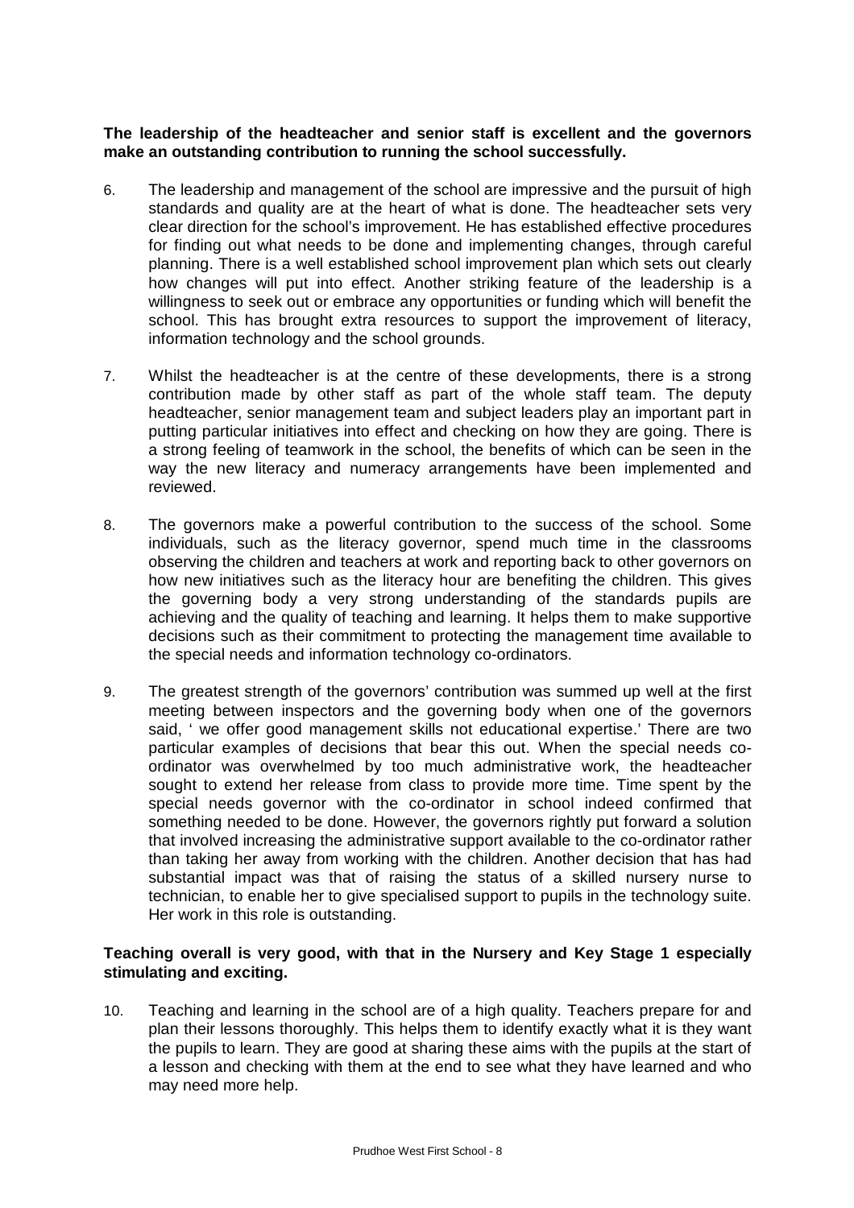**The leadership of the headteacher and senior staff is excellent and the governors make an outstanding contribution to running the school successfully.**

6. The leadership and management of the school are impressive and the pursuit of high standards and quality are at the heart of what is done. The headteacher sets very clear direction for the school's improvement. He has established effective procedures for finding out what needs to be done and implementing changes, through careful planning. There is a well established school improvement plan which sets out clearly how changes will put into effect. Another striking feature of the leadership is a willingness to seek out or embrace any opportunities or funding which will benefit the school. This has brought extra resources to support the improvement of literacy, information technology and the school grounds.

7. Whilst the headteacher is at the centre of these developments, there is a strong contribution made by other staff as part of the whole staff team. The deputy headteacher, senior management team and subject leaders play an important part in putting particular initiatives into effect and checking on how they are going. There is a strong feeling of teamwork in the school, the benefits of which can be seen in the way the new literacy and numeracy arrangements have been implemented and reviewed.

8. The governors make a powerful contribution to the success of the school. Some individuals, such as the literacy governor, spend much time in the classrooms observing the children and teachers at work and reporting back to other governors on how new initiatives such as the literacy hour are benefiting the children. This gives the governing body a very strong understanding of the standards pupils are achieving and the quality of teaching and learning. It helps them to make supportive decisions such as their commitment to protecting the management time available to the special needs and information technology co-ordinators.

9. The greatest strength of the governors' contribution was summed up well at the first meeting between inspectors and the governing body when one of the governors said, ' we offer good management skills not educational expertise.' There are two particular examples of decisions that bear this out. When the special needs co-ordinator was overwhelmed by too much administrative work, the headteacher sought to extend her release from class to provide more time. Time spent by the special needs governor with the co-ordinator in school indeed confirmed that something needed to be done. However, the governors rightly put forward a solution that involved increasing the administrative support available to the co-ordinator rather than taking her away from working with the children. Another decision that has had substantial impact was that of raising the status of a skilled nursery nurse to technician, to enable her to give specialised support to pupils in the technology suite. Her work in this role is outstanding.

**Teaching overall is very good, with that in the Nursery and Key Stage 1 especially stimulating and exciting.**

10. Teaching and learning in the school are of a high quality. Teachers prepare for and plan their lessons thoroughly. This helps them to identify exactly what it is they want the pupils to learn. They are good at sharing these aims with the pupils at the start of a lesson and checking with them at the end to see what they have learned and who may need more help.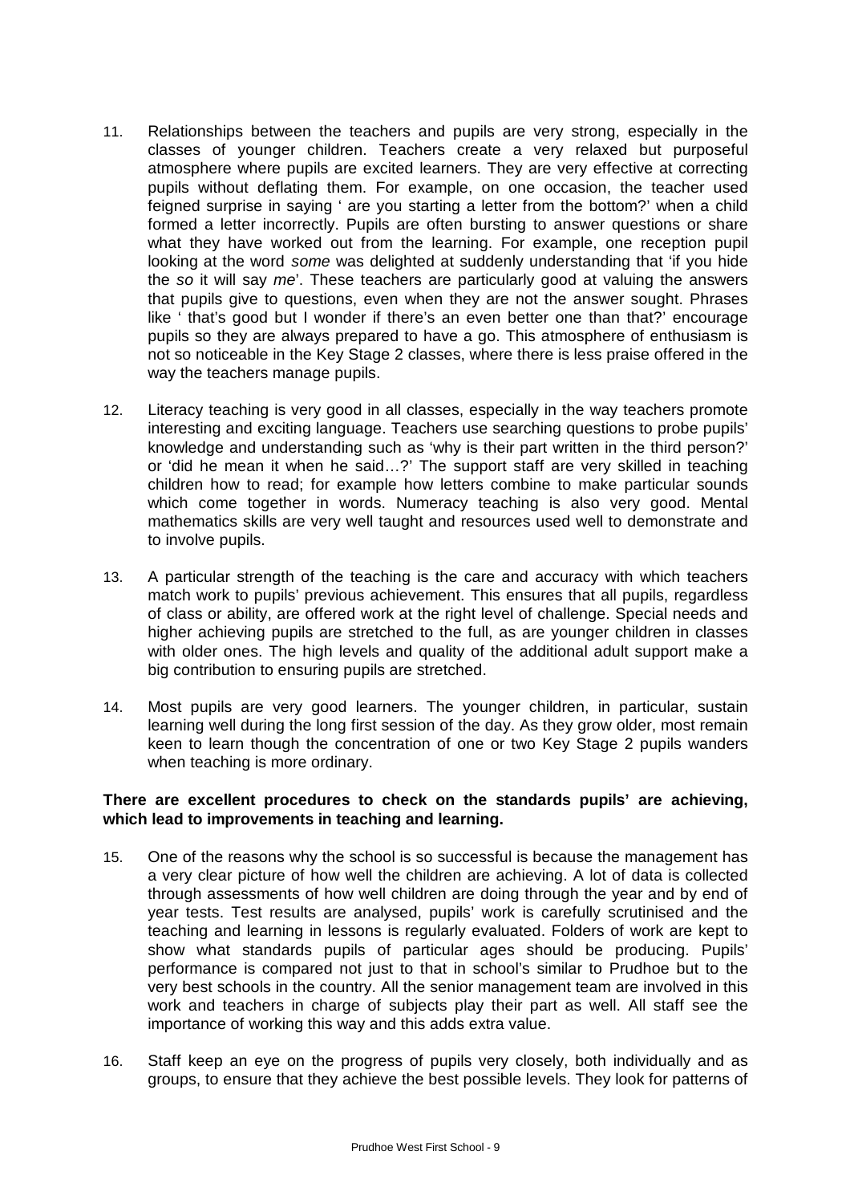11. Relationships between the teachers and pupils are very strong, especially in the classes of younger children. Teachers create a very relaxed but purposeful atmosphere where pupils are excited learners. They are very effective at correcting pupils without deflating them. For example, on one occasion, the teacher used feigned surprise in saying ' are you starting a letter from the bottom?' when a child formed a letter incorrectly. Pupils are often bursting to answer questions or share what they have worked out from the learning. For example, one reception pupil looking at the word *some* was delighted at suddenly understanding that 'if you hide the *so* it will say *me*'. These teachers are particularly good at valuing the answers that pupils give to questions, even when they are not the answer sought. Phrases like ' that's good but I wonder if there's an even better one than that?' encourage pupils so they are always prepared to have a go. This atmosphere of enthusiasm is not so noticeable in the Key Stage 2 classes, where there is less praise offered in the way the teachers manage pupils.

12. Literacy teaching is very good in all classes, especially in the way teachers promote interesting and exciting language. Teachers use searching questions to probe pupils' knowledge and understanding such as 'why is their part written in the third person?' or 'did he mean it when he said…?' The support staff are very skilled in teaching children how to read; for example how letters combine to make particular sounds which come together in words. Numeracy teaching is also very good. Mental mathematics skills are very well taught and resources used well to demonstrate and to involve pupils.

13. A particular strength of the teaching is the care and accuracy with which teachers match work to pupils' previous achievement. This ensures that all pupils, regardless of class or ability, are offered work at the right level of challenge. Special needs and higher achieving pupils are stretched to the full, as are younger children in classes with older ones. The high levels and quality of the additional adult support make a big contribution to ensuring pupils are stretched.

14. Most pupils are very good learners. The younger children, in particular, sustain learning well during the long first session of the day. As they grow older, most remain keen to learn though the concentration of one or two Key Stage 2 pupils wanders when teaching is more ordinary.

**There are excellent procedures to check on the standards pupils' are achieving, which lead to improvements in teaching and learning.**

15. One of the reasons why the school is so successful is because the management has a very clear picture of how well the children are achieving. A lot of data is collected through assessments of how well children are doing through the year and by end of year tests. Test results are analysed, pupils' work is carefully scrutinised and the teaching and learning in lessons is regularly evaluated. Folders of work are kept to show what standards pupils of particular ages should be producing. Pupils' performance is compared not just to that in school's similar to Prudhoe but to the very best schools in the country. All the senior management team are involved in this work and teachers in charge of subjects play their part as well. All staff see the importance of working this way and this adds extra value.

16. Staff keep an eye on the progress of pupils very closely, both individually and as groups, to ensure that they achieve the best possible levels. They look for patterns of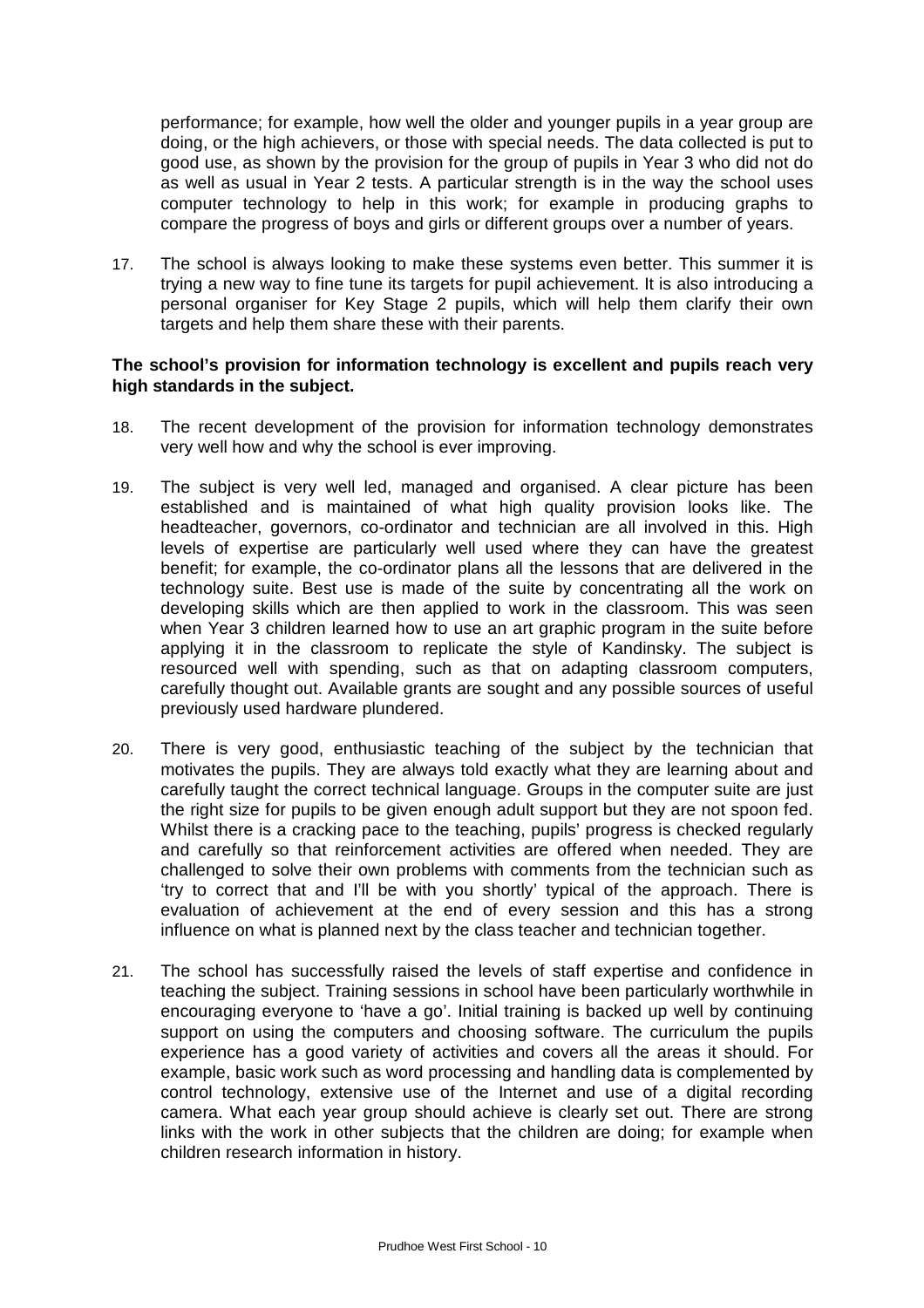performance; for example, how well the older and younger pupils in a year group are doing, or the high achievers, or those with special needs. The data collected is put to good use, as shown by the provision for the group of pupils in Year 3 who did not do as well as usual in Year 2 tests. A particular strength is in the way the school uses computer technology to help in this work; for example in producing graphs to compare the progress of boys and girls or different groups over a number of years.

17. The school is always looking to make these systems even better. This summer it is trying a new way to fine tune its targets for pupil achievement. It is also introducing a personal organiser for Key Stage 2 pupils, which will help them clarify their own targets and help them share these with their parents.

**The school's provision for information technology is excellent and pupils reach very high standards in the subject.**

18. The recent development of the provision for information technology demonstrates very well how and why the school is ever improving.

19. The subject is very well led, managed and organised. A clear picture has been established and is maintained of what high quality provision looks like. The headteacher, governors, co-ordinator and technician are all involved in this. High levels of expertise are particularly well used where they can have the greatest benefit; for example, the co-ordinator plans all the lessons that are delivered in the technology suite. Best use is made of the suite by concentrating all the work on developing skills which are then applied to work in the classroom. This was seen when Year 3 children learned how to use an art graphic program in the suite before applying it in the classroom to replicate the style of Kandinsky. The subject is resourced well with spending, such as that on adapting classroom computers, carefully thought out. Available grants are sought and any possible sources of useful previously used hardware plundered.

20. There is very good, enthusiastic teaching of the subject by the technician that motivates the pupils. They are always told exactly what they are learning about and carefully taught the correct technical language. Groups in the computer suite are just the right size for pupils to be given enough adult support but they are not spoon fed. Whilst there is a cracking pace to the teaching, pupils' progress is checked regularly and carefully so that reinforcement activities are offered when needed. They are challenged to solve their own problems with comments from the technician such as 'try to correct that and I'll be with you shortly' typical of the approach. There is evaluation of achievement at the end of every session and this has a strong influence on what is planned next by the class teacher and technician together.

21. The school has successfully raised the levels of staff expertise and confidence in teaching the subject. Training sessions in school have been particularly worthwhile in encouraging everyone to 'have a go'. Initial training is backed up well by continuing support on using the computers and choosing software. The curriculum the pupils experience has a good variety of activities and covers all the areas it should. For example, basic work such as word processing and handling data is complemented by control technology, extensive use of the Internet and use of a digital recording camera. What each year group should achieve is clearly set out. There are strong links with the work in other subjects that the children are doing; for example when children research information in history.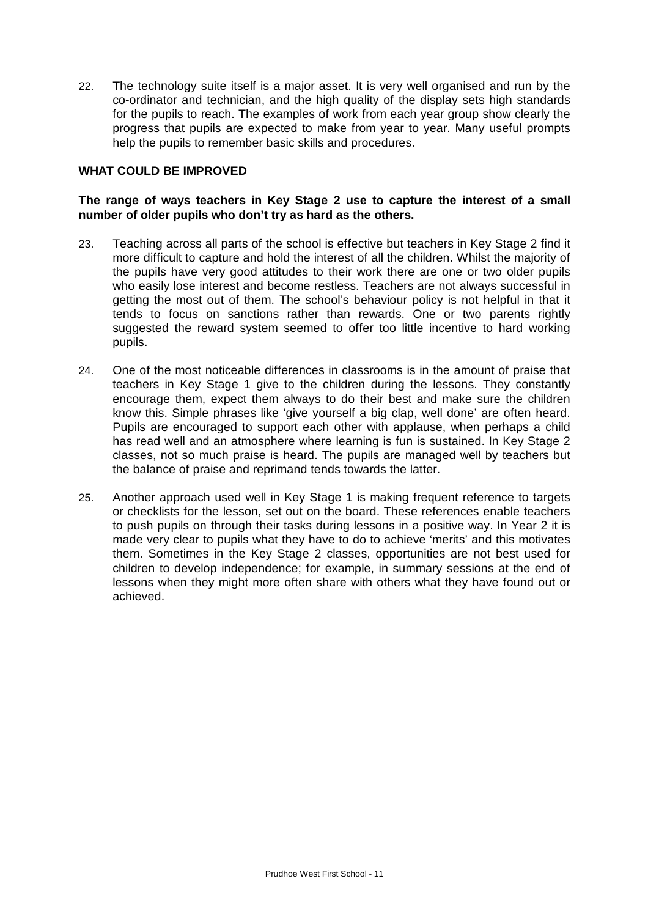22. The technology suite itself is a major asset. It is very well organised and run by the co-ordinator and technician, and the high quality of the display sets high standards for the pupils to reach. The examples of work from each year group show clearly the progress that pupils are expected to make from year to year. Many useful prompts help the pupils to remember basic skills and procedures.

### WHAT COULD BE IMPROVED

**The range of ways teachers in Key Stage 2 use to capture the interest of a small number of older pupils who don't try as hard as the others.**

23. Teaching across all parts of the school is effective but teachers in Key Stage 2 find it more difficult to capture and hold the interest of all the children. Whilst the majority of the pupils have very good attitudes to their work there are one or two older pupils who easily lose interest and become restless. Teachers are not always successful in getting the most out of them. The school's behaviour policy is not helpful in that it tends to focus on sanctions rather than rewards. One or two parents rightly suggested the reward system seemed to offer too little incentive to hard working pupils.

24. One of the most noticeable differences in classrooms is in the amount of praise that teachers in Key Stage 1 give to the children during the lessons. They constantly encourage them, expect them always to do their best and make sure the children know this. Simple phrases like 'give yourself a big clap, well done' are often heard. Pupils are encouraged to support each other with applause, when perhaps a child has read well and an atmosphere where learning is fun is sustained. In Key Stage 2 classes, not so much praise is heard. The pupils are managed well by teachers but the balance of praise and reprimand tends towards the latter.

25. Another approach used well in Key Stage 1 is making frequent reference to targets or checklists for the lesson, set out on the board. These references enable teachers to push pupils on through their tasks during lessons in a positive way. In Year 2 it is made very clear to pupils what they have to do to achieve 'merits' and this motivates them. Sometimes in the Key Stage 2 classes, opportunities are not best used for children to develop independence; for example, in summary sessions at the end of lessons when they might more often share with others what they have found out or achieved.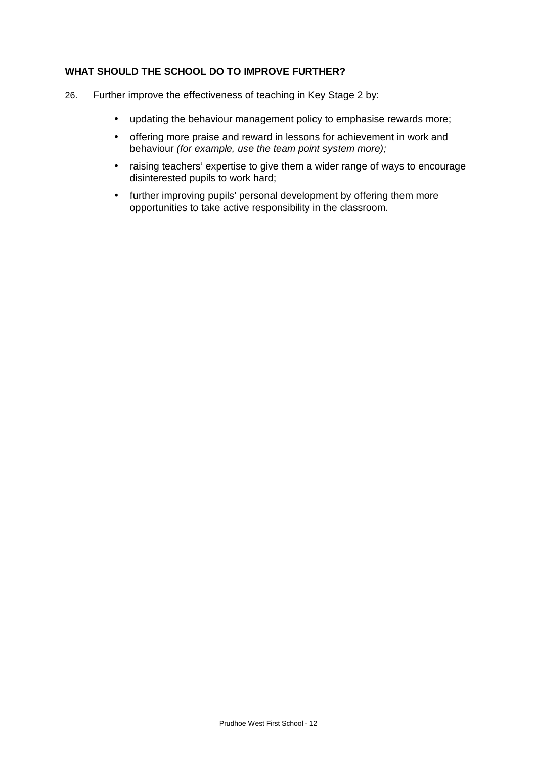### WHAT SHOULD THE SCHOOL DO TO IMPROVE FURTHER?

26. Further improve the effectiveness of teaching in Key Stage 2 by:

- updating the behaviour management policy to emphasise rewards more;
- offering more praise and reward in lessons for achievement in work and behaviour *(for example, use the team point system more);*
- raising teachers' expertise to give them a wider range of ways to encourage disinterested pupils to work hard;
- further improving pupils' personal development by offering them more opportunities to take active responsibility in the classroom.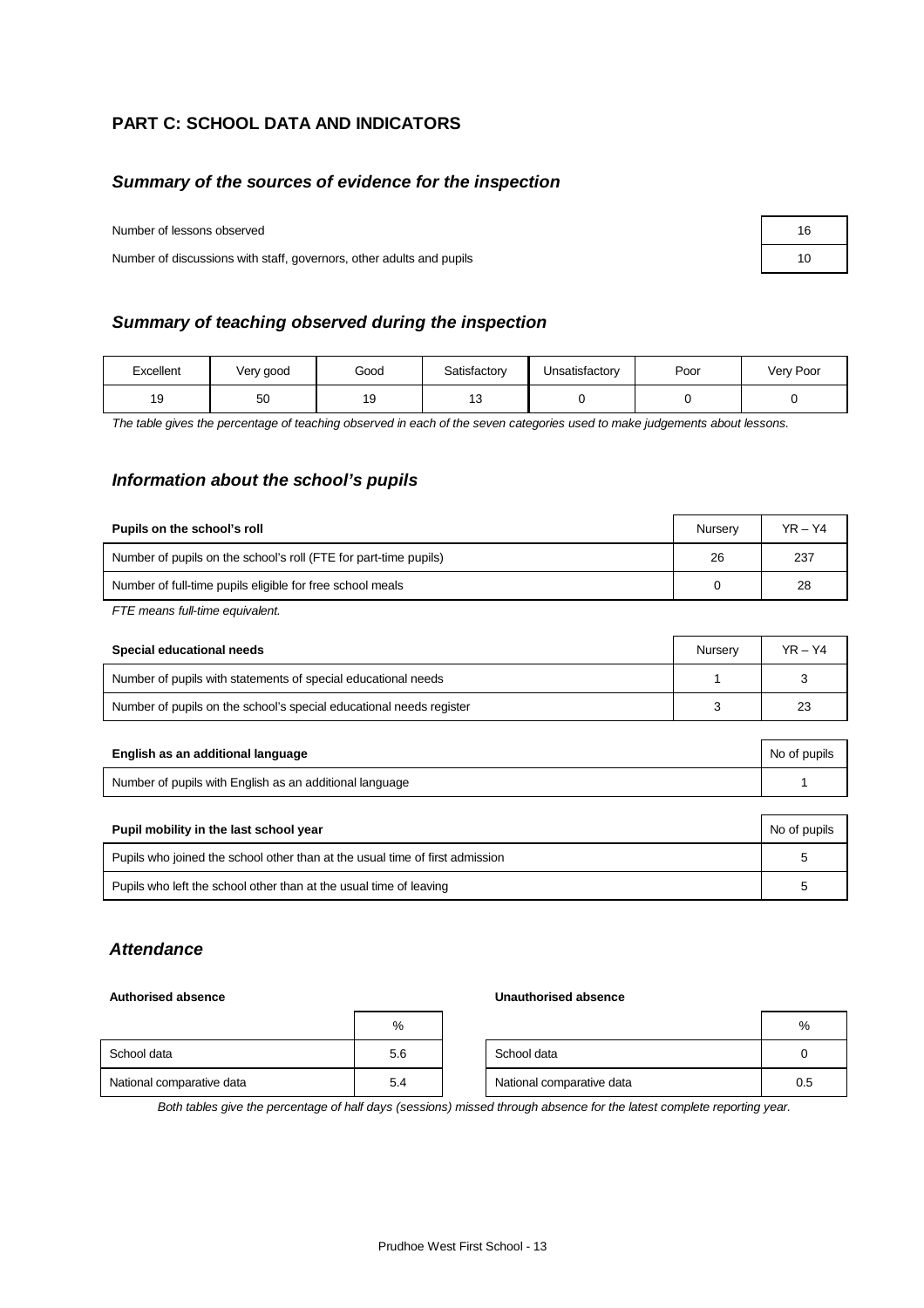## PART C: SCHOOL DATA AND INDICATORS

### *Summary of the sources of evidence for the inspection*

| | |
|---|---|
| Number of lessons observed | 16 |
| Number of discussions with staff, governors, other adults and pupils | 10 |

### *Summary of teaching observed during the inspection*

| Excellent | Very good | Good | Satisfactory | Unsatisfactory | Poor | Very Poor |
|---|---|---|---|---|---|---|
| 19 | 50 | 19 | 13 | 0 | 0 | 0 |

*The table gives the percentage of teaching observed in each of the seven categories used to make judgements about lessons.*

### *Information about the school's pupils*

| **Pupils on the school's roll** | Nursery | YR – Y4 |
|---|---|---|
| Number of pupils on the school's roll (FTE for part-time pupils) | 26 | 237 |
| Number of full-time pupils eligible for free school meals | 0 | 28 |

*FTE means full-time equivalent.*

| **Special educational needs** | Nursery | YR – Y4 |
|---|---|---|
| Number of pupils with statements of special educational needs | 1 | 3 |
| Number of pupils on the school's special educational needs register | 3 | 23 |

| **English as an additional language** | No of pupils |
|---|---|
| Number of pupils with English as an additional language | 1 |

| **Pupil mobility in the last school year** | No of pupils |
|---|---|
| Pupils who joined the school other than at the usual time of first admission | 5 |
| Pupils who left the school other than at the usual time of leaving | 5 |

### *Attendance*

**Authorised absence**

| | % |
|---|---|
| School data | 5.6 |
| National comparative data | 5.4 |

**Unauthorised absence**

| | % |
|---|---|
| School data | 0 |
| National comparative data | 0.5 |

*Both tables give the percentage of half days (sessions) missed through absence for the latest complete reporting year.*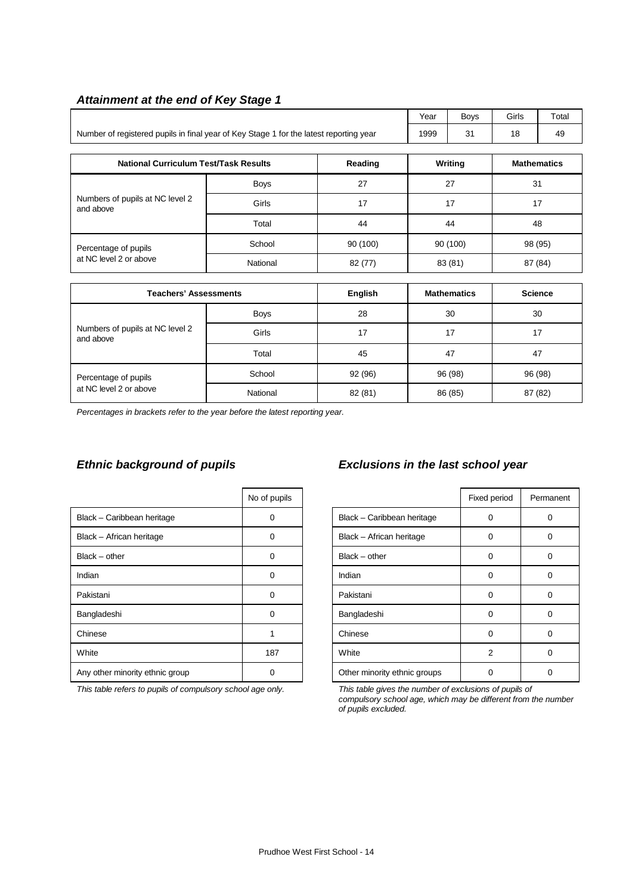### *Attainment at the end of Key Stage 1*

| | Year | Boys | Girls | Total |
|---|---|---|---|---|
| Number of registered pupils in final year of Key Stage 1 for the latest reporting year | 1999 | 31 | 18 | 49 |

| National Curriculum Test/Task Results | | Reading | Writing | Mathematics |
|---|---|---|---|---|
| Numbers of pupils at NC level 2 and above | Boys | 27 | 27 | 31 |
| | Girls | 17 | 17 | 17 |
| | Total | 44 | 44 | 48 |
| Percentage of pupils at NC level 2 or above | School | 90 (100) | 90 (100) | 98 (95) |
| | National | 82 (77) | 83 (81) | 87 (84) |

| Teachers' Assessments | | English | Mathematics | Science |
|---|---|---|---|---|
| Numbers of pupils at NC level 2 and above | Boys | 28 | 30 | 30 |
| | Girls | 17 | 17 | 17 |
| | Total | 45 | 47 | 47 |
| Percentage of pupils at NC level 2 or above | School | 92 (96) | 96 (98) | 96 (98) |
| | National | 82 (81) | 86 (85) | 87 (82) |

*Percentages in brackets refer to the year before the latest reporting year.*

### *Ethnic background of pupils*

| | No of pupils |
|---|---|
| Black – Caribbean heritage | 0 |
| Black – African heritage | 0 |
| Black – other | 0 |
| Indian | 0 |
| Pakistani | 0 |
| Bangladeshi | 0 |
| Chinese | 1 |
| White | 187 |
| Any other minority ethnic group | 0 |

*This table refers to pupils of compulsory school age only.*

### *Exclusions in the last school year*

| | Fixed period | Permanent |
|---|---|---|
| Black – Caribbean heritage | 0 | 0 |
| Black – African heritage | 0 | 0 |
| Black – other | 0 | 0 |
| Indian | 0 | 0 |
| Pakistani | 0 | 0 |
| Bangladeshi | 0 | 0 |
| Chinese | 0 | 0 |
| White | 2 | 0 |
| Other minority ethnic groups | 0 | 0 |

*This table gives the number of exclusions of pupils of compulsory school age, which may be different from the number of pupils excluded.*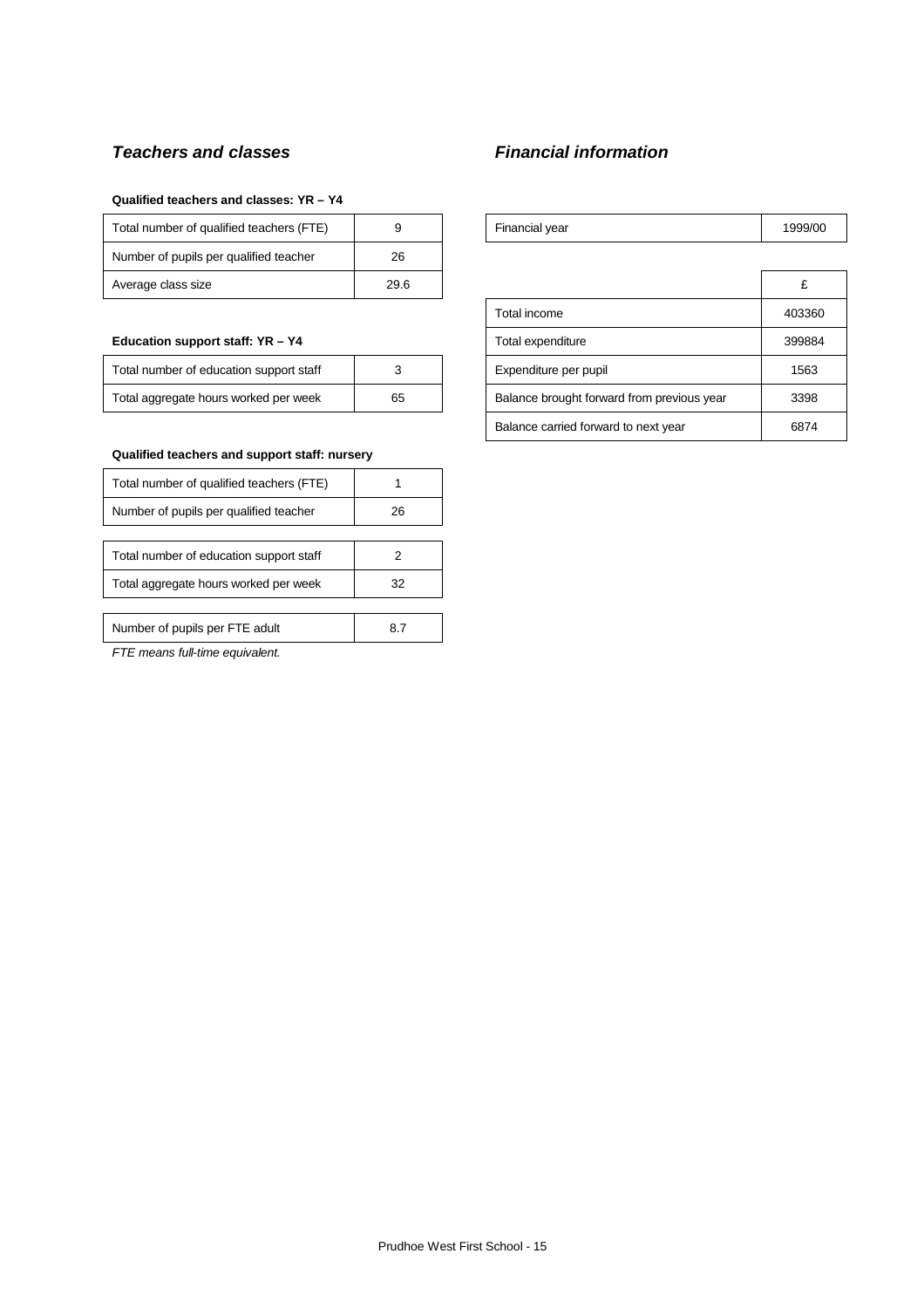## *Teachers and classes*

**Qualified teachers and classes: YR – Y4**

| | |
|---|---|
| Total number of qualified teachers (FTE) | 9 |
| Number of pupils per qualified teacher | 26 |
| Average class size | 29.6 |

**Education support staff: YR – Y4**

| | |
|---|---|
| Total number of education support staff | 3 |
| Total aggregate hours worked per week | 65 |

**Qualified teachers and support staff: nursery**

| | |
|---|---|
| Total number of qualified teachers (FTE) | 1 |
| Number of pupils per qualified teacher | 26 |

| | |
|---|---|
| Total number of education support staff | 2 |
| Total aggregate hours worked per week | 32 |

| | |
|---|---|
| Number of pupils per FTE adult | 8.7 |

*FTE means full-time equivalent.*

## *Financial information*

| | |
|---|---|
| Financial year | 1999/00 |

| | £ |
|---|---|
| Total income | 403360 |
| Total expenditure | 399884 |
| Expenditure per pupil | 1563 |
| Balance brought forward from previous year | 3398 |
| Balance carried forward to next year | 6874 |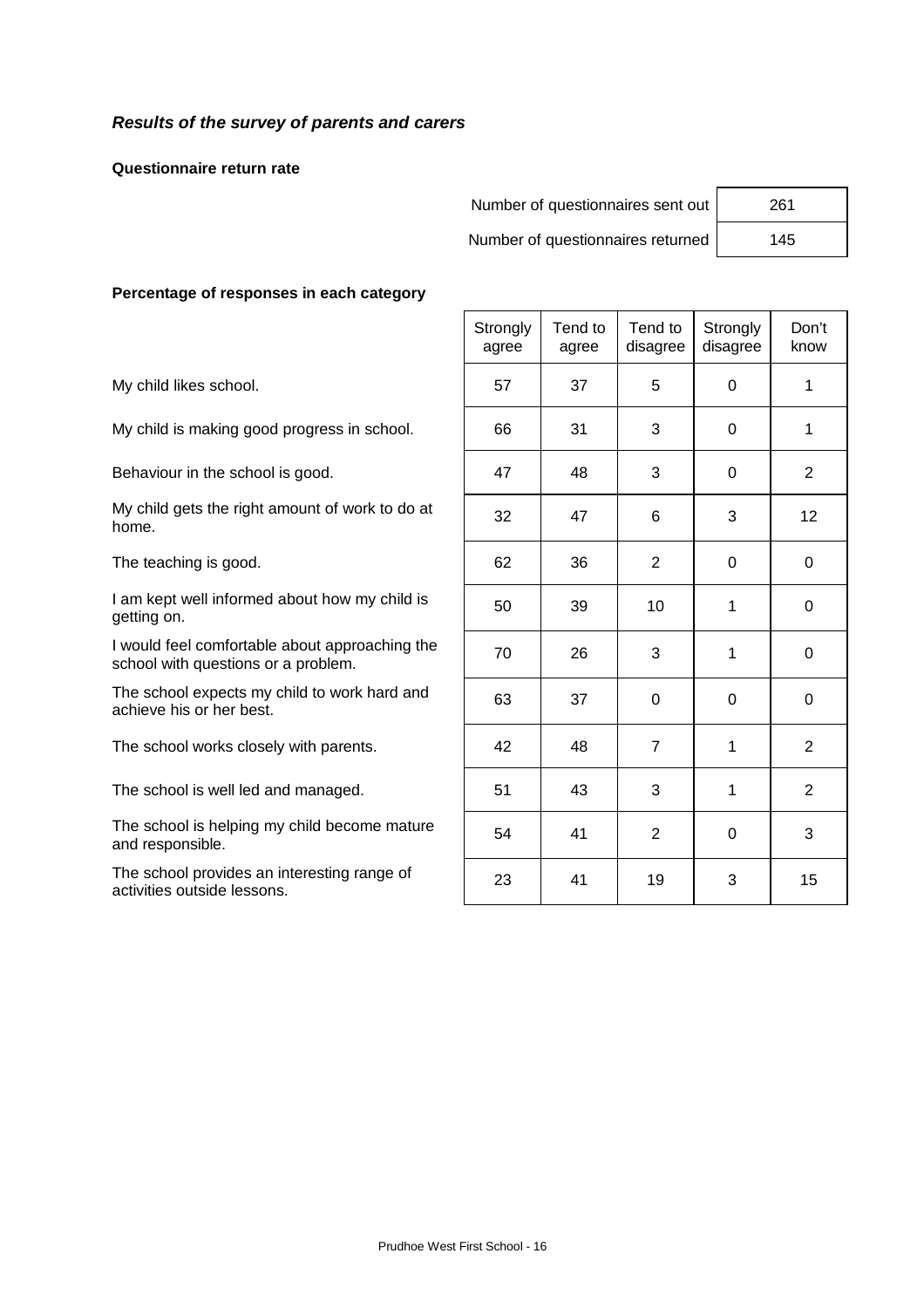### *Results of the survey of parents and carers*

**Questionnaire return rate**

| | |
|---|---|
| Number of questionnaires sent out | 261 |
| Number of questionnaires returned | 145 |

**Percentage of responses in each category**

| | Strongly agree | Tend to agree | Tend to disagree | Strongly disagree | Don't know |
|---|---|---|---|---|---|
| My child likes school. | 57 | 37 | 5 | 0 | 1 |
| My child is making good progress in school. | 66 | 31 | 3 | 0 | 1 |
| Behaviour in the school is good. | 47 | 48 | 3 | 0 | 2 |
| My child gets the right amount of work to do at home. | 32 | 47 | 6 | 3 | 12 |
| The teaching is good. | 62 | 36 | 2 | 0 | 0 |
| I am kept well informed about how my child is getting on. | 50 | 39 | 10 | 1 | 0 |
| I would feel comfortable about approaching the school with questions or a problem. | 70 | 26 | 3 | 1 | 0 |
| The school expects my child to work hard and achieve his or her best. | 63 | 37 | 0 | 0 | 0 |
| The school works closely with parents. | 42 | 48 | 7 | 1 | 2 |
| The school is well led and managed. | 51 | 43 | 3 | 1 | 2 |
| The school is helping my child become mature and responsible. | 54 | 41 | 2 | 0 | 3 |
| The school provides an interesting range of activities outside lessons. | 23 | 41 | 19 | 3 | 15 |